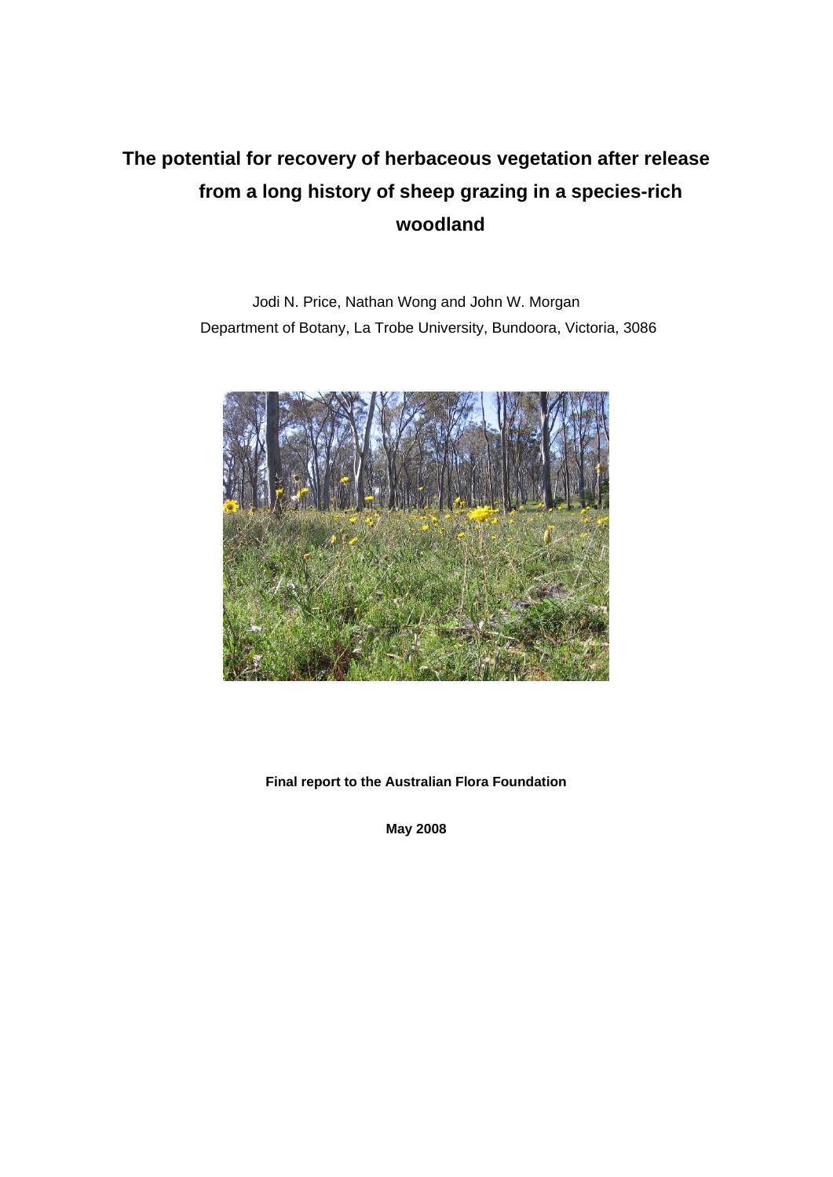# The potential for recovery of herbaceous vegetation after release from a long history of sheep grazing in a species-rich woodland

Jodi N. Price, Nathan Wong and John W. Morgan

Department of Botany, La Trobe University, Bundoora, Victoria, 3086

**Final report to the Australian Flora Foundation**

**May 2008**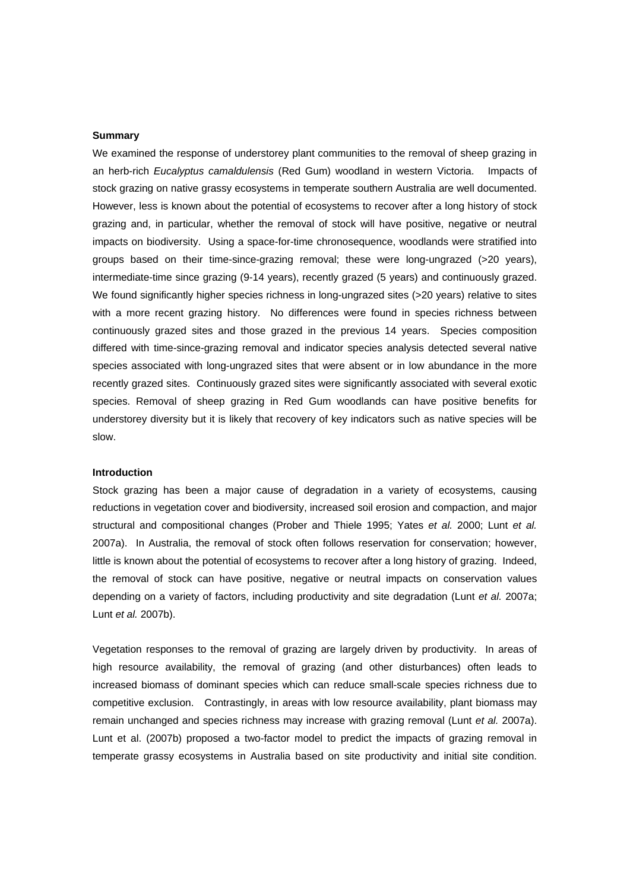**Summary**

We examined the response of understorey plant communities to the removal of sheep grazing in an herb-rich *Eucalyptus camaldulensis* (Red Gum) woodland in western Victoria. Impacts of stock grazing on native grassy ecosystems in temperate southern Australia are well documented. However, less is known about the potential of ecosystems to recover after a long history of stock grazing and, in particular, whether the removal of stock will have positive, negative or neutral impacts on biodiversity. Using a space-for-time chronosequence, woodlands were stratified into groups based on their time-since-grazing removal; these were long-ungrazed (>20 years), intermediate-time since grazing (9-14 years), recently grazed (5 years) and continuously grazed. We found significantly higher species richness in long-ungrazed sites (>20 years) relative to sites with a more recent grazing history. No differences were found in species richness between continuously grazed sites and those grazed in the previous 14 years. Species composition differed with time-since-grazing removal and indicator species analysis detected several native species associated with long-ungrazed sites that were absent or in low abundance in the more recently grazed sites. Continuously grazed sites were significantly associated with several exotic species. Removal of sheep grazing in Red Gum woodlands can have positive benefits for understorey diversity but it is likely that recovery of key indicators such as native species will be slow.

**Introduction**

Stock grazing has been a major cause of degradation in a variety of ecosystems, causing reductions in vegetation cover and biodiversity, increased soil erosion and compaction, and major structural and compositional changes (Prober and Thiele 1995; Yates *et al.* 2000; Lunt *et al.* 2007a). In Australia, the removal of stock often follows reservation for conservation; however, little is known about the potential of ecosystems to recover after a long history of grazing. Indeed, the removal of stock can have positive, negative or neutral impacts on conservation values depending on a variety of factors, including productivity and site degradation (Lunt *et al.* 2007a; Lunt *et al.* 2007b).

Vegetation responses to the removal of grazing are largely driven by productivity. In areas of high resource availability, the removal of grazing (and other disturbances) often leads to increased biomass of dominant species which can reduce small-scale species richness due to competitive exclusion. Contrastingly, in areas with low resource availability, plant biomass may remain unchanged and species richness may increase with grazing removal (Lunt *et al.* 2007a). Lunt et al. (2007b) proposed a two-factor model to predict the impacts of grazing removal in temperate grassy ecosystems in Australia based on site productivity and initial site condition.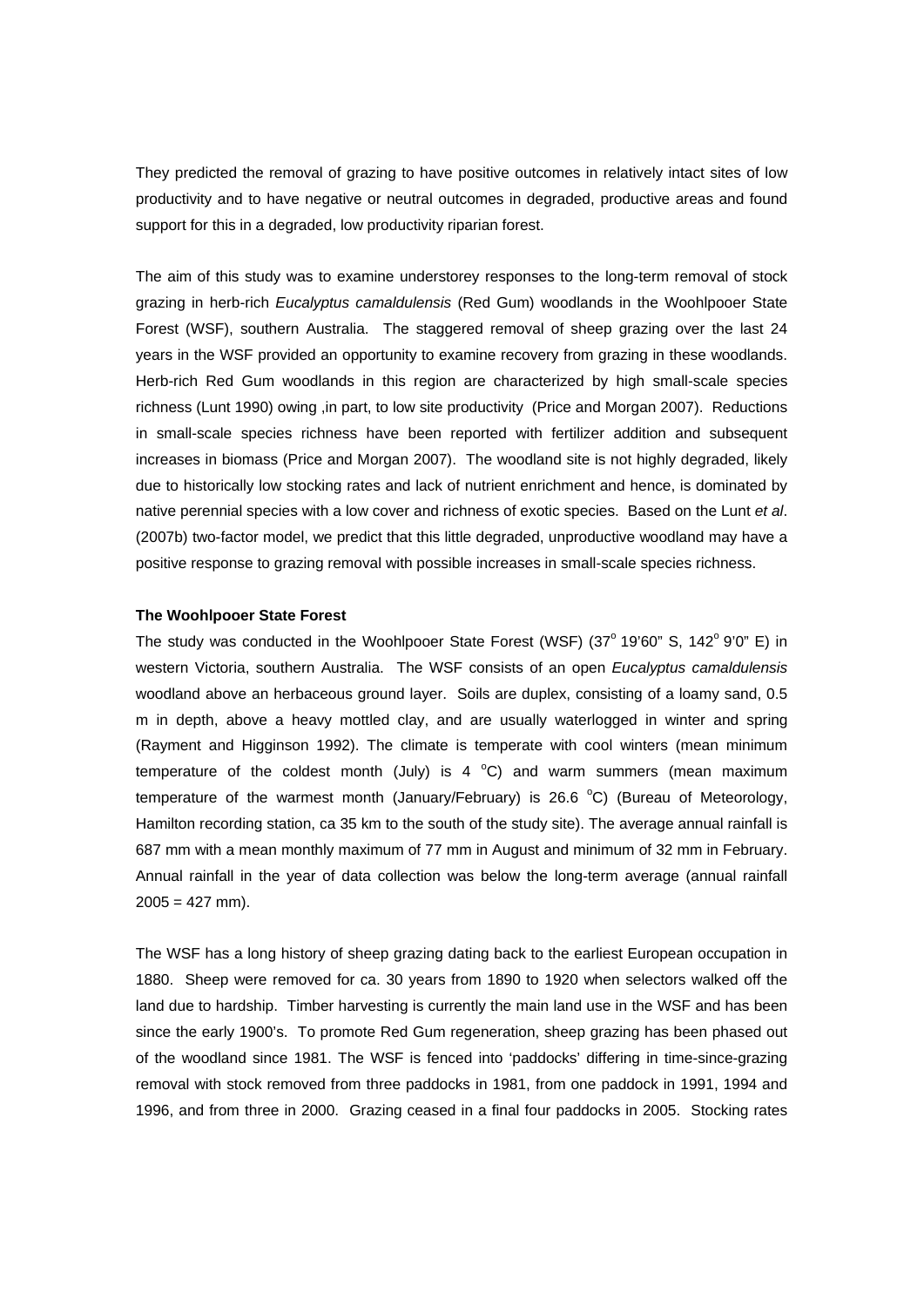They predicted the removal of grazing to have positive outcomes in relatively intact sites of low productivity and to have negative or neutral outcomes in degraded, productive areas and found support for this in a degraded, low productivity riparian forest.

The aim of this study was to examine understorey responses to the long-term removal of stock grazing in herb-rich *Eucalyptus camaldulensis* (Red Gum) woodlands in the Woohlpooer State Forest (WSF), southern Australia. The staggered removal of sheep grazing over the last 24 years in the WSF provided an opportunity to examine recovery from grazing in these woodlands. Herb-rich Red Gum woodlands in this region are characterized by high small-scale species richness (Lunt 1990) owing ,in part, to low site productivity (Price and Morgan 2007). Reductions in small-scale species richness have been reported with fertilizer addition and subsequent increases in biomass (Price and Morgan 2007). The woodland site is not highly degraded, likely due to historically low stocking rates and lack of nutrient enrichment and hence, is dominated by native perennial species with a low cover and richness of exotic species. Based on the Lunt *et al*. (2007b) two-factor model, we predict that this little degraded, unproductive woodland may have a positive response to grazing removal with possible increases in small-scale species richness.

**The Woohlpooer State Forest**

The study was conducted in the Woohlpooer State Forest (WSF) ($37^{o}$ 19'60" S, $142^{o}$ 9'0" E) in western Victoria, southern Australia. The WSF consists of an open *Eucalyptus camaldulensis* woodland above an herbaceous ground layer. Soils are duplex, consisting of a loamy sand, 0.5 m in depth, above a heavy mottled clay, and are usually waterlogged in winter and spring (Rayment and Higginson 1992). The climate is temperate with cool winters (mean minimum temperature of the coldest month (July) is 4 $^{o}$C) and warm summers (mean maximum temperature of the warmest month (January/February) is 26.6 $^{o}$C) (Bureau of Meteorology, Hamilton recording station, ca 35 km to the south of the study site). The average annual rainfall is 687 mm with a mean monthly maximum of 77 mm in August and minimum of 32 mm in February. Annual rainfall in the year of data collection was below the long-term average (annual rainfall 2005 = 427 mm).

The WSF has a long history of sheep grazing dating back to the earliest European occupation in 1880. Sheep were removed for ca. 30 years from 1890 to 1920 when selectors walked off the land due to hardship. Timber harvesting is currently the main land use in the WSF and has been since the early 1900's. To promote Red Gum regeneration, sheep grazing has been phased out of the woodland since 1981. The WSF is fenced into 'paddocks' differing in time-since-grazing removal with stock removed from three paddocks in 1981, from one paddock in 1991, 1994 and 1996, and from three in 2000. Grazing ceased in a final four paddocks in 2005. Stocking rates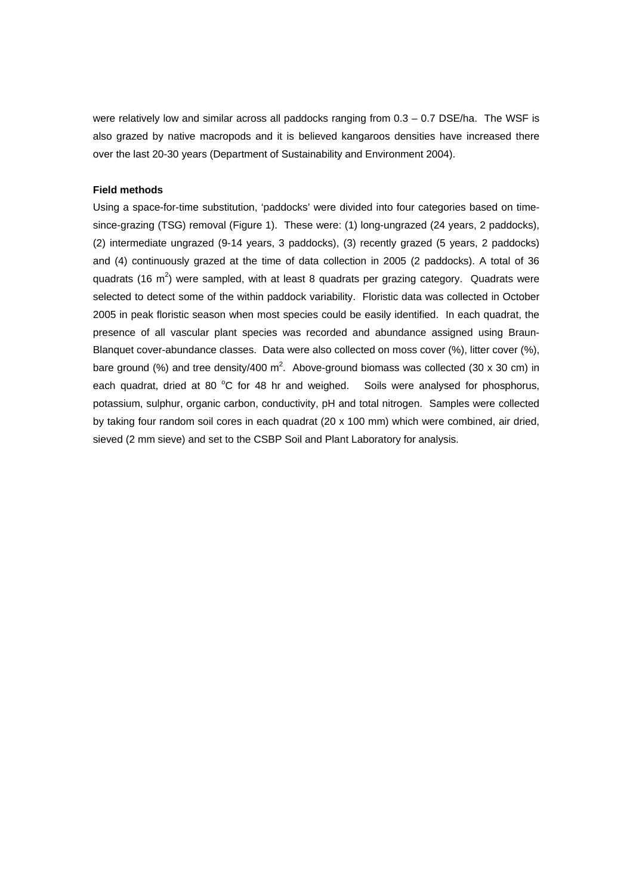were relatively low and similar across all paddocks ranging from 0.3 – 0.7 DSE/ha. The WSF is also grazed by native macropods and it is believed kangaroos densities have increased there over the last 20-30 years (Department of Sustainability and Environment 2004).

**Field methods**

Using a space-for-time substitution, 'paddocks' were divided into four categories based on time-since-grazing (TSG) removal (Figure 1). These were: (1) long-ungrazed (24 years, 2 paddocks), (2) intermediate ungrazed (9-14 years, 3 paddocks), (3) recently grazed (5 years, 2 paddocks) and (4) continuously grazed at the time of data collection in 2005 (2 paddocks). A total of 36 quadrats (16 $m^2$) were sampled, with at least 8 quadrats per grazing category. Quadrats were selected to detect some of the within paddock variability. Floristic data was collected in October 2005 in peak floristic season when most species could be easily identified. In each quadrat, the presence of all vascular plant species was recorded and abundance assigned using Braun-Blanquet cover-abundance classes. Data were also collected on moss cover (%), litter cover (%), bare ground (%) and tree density/400 $m^2$. Above-ground biomass was collected (30 x 30 cm) in each quadrat, dried at 80 $^oC$ for 48 hr and weighed. Soils were analysed for phosphorus, potassium, sulphur, organic carbon, conductivity, pH and total nitrogen. Samples were collected by taking four random soil cores in each quadrat (20 x 100 mm) which were combined, air dried, sieved (2 mm sieve) and set to the CSBP Soil and Plant Laboratory for analysis.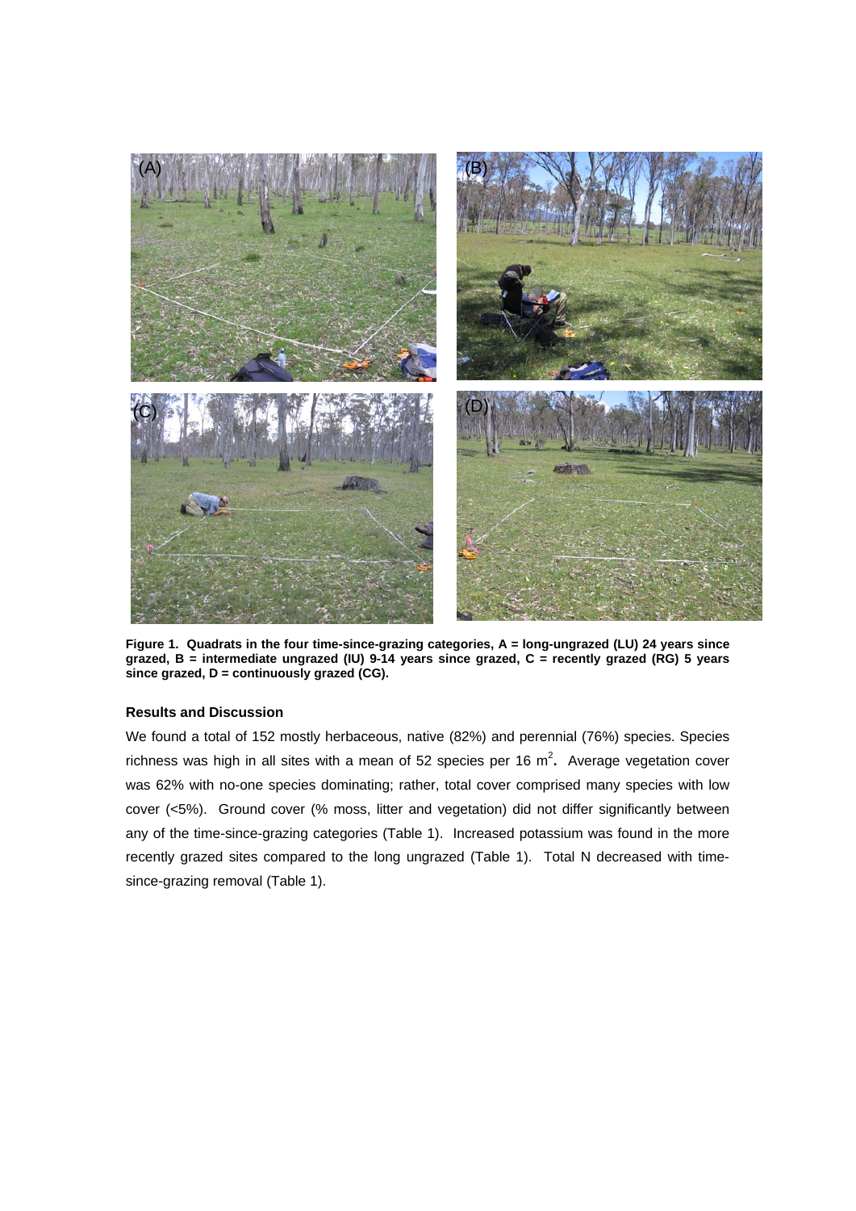**Figure 1. Quadrats in the four time-since-grazing categories, A = long-ungrazed (LU) 24 years since grazed, B = intermediate ungrazed (IU) 9-14 years since grazed, C = recently grazed (RG) 5 years since grazed, D = continuously grazed (CG).**

### Results and Discussion

We found a total of 152 mostly herbaceous, native (82%) and perennial (76%) species. Species richness was high in all sites with a mean of 52 species per 16 $m^2$**.** Average vegetation cover was 62% with no-one species dominating; rather, total cover comprised many species with low cover (<5%). Ground cover (% moss, litter and vegetation) did not differ significantly between any of the time-since-grazing categories (Table 1). Increased potassium was found in the more recently grazed sites compared to the long ungrazed (Table 1). Total N decreased with time-since-grazing removal (Table 1).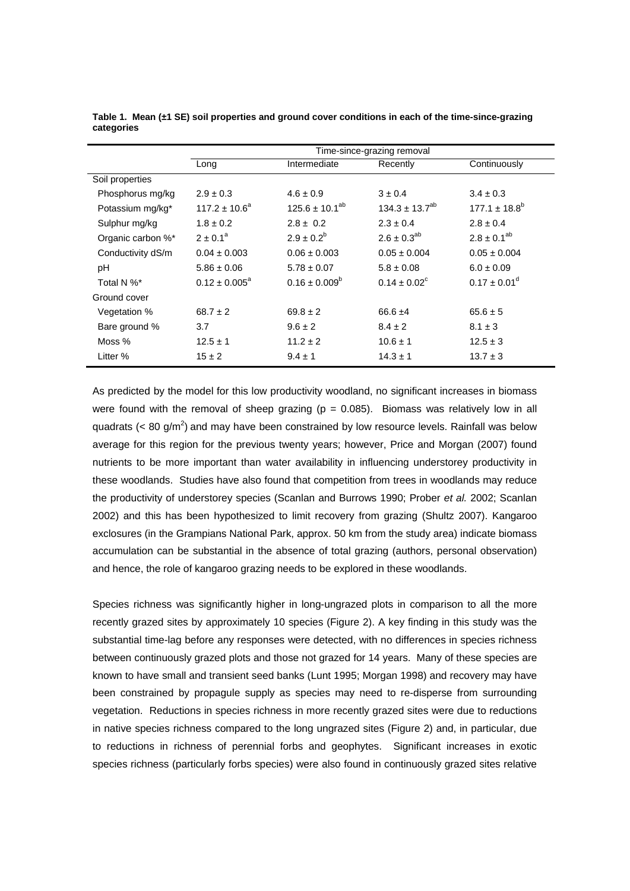**Table 1. Mean (±1 SE) soil properties and ground cover conditions in each of the time-since-grazing categories**

| | Time-since-grazing removal | | | |
|---|---|---|---|---|
| | Long | Intermediate | Recently | Continuously |
| Soil properties | | | | |
| Phosphorus mg/kg | 2.9 ± 0.3 | 4.6 ± 0.9 | 3 ± 0.4 | 3.4 ± 0.3 |
| Potassium mg/kg* | 117.2 ± 10.6[a] | 125.6 ± 10.1[ab] | 134.3 ± 13.7[ab] | 177.1 ± 18.8[b] |
| Sulphur mg/kg | 1.8 ± 0.2 | 2.8 ± 0.2 | 2.3 ± 0.4 | 2.8 ± 0.4 |
| Organic carbon %* | 2 ± 0.1[a] | 2.9 ± 0.2[b] | 2.6 ± 0.3[ab] | 2.8 ± 0.1[ab] |
| Conductivity dS/m | 0.04 ± 0.003 | 0.06 ± 0.003 | 0.05 ± 0.004 | 0.05 ± 0.004 |
| pH | 5.86 ± 0.06 | 5.78 ± 0.07 | 5.8 ± 0.08 | 6.0 ± 0.09 |
| Total N %* | 0.12 ± 0.005[a] | 0.16 ± 0.009[b] | 0.14 ± 0.02[c] | 0.17 ± 0.01[d] |
| Ground cover | | | | |
| Vegetation % | 68.7 ± 2 | 69.8 ± 2 | 66.6 ±4 | 65.6 ± 5 |
| Bare ground % | 3.7 | 9.6 ± 2 | 8.4 ± 2 | 8.1 ± 3 |
| Moss % | 12.5 ± 1 | 11.2 ± 2 | 10.6 ± 1 | 12.5 ± 3 |
| Litter % | 15 ± 2 | 9.4 ± 1 | 14.3 ± 1 | 13.7 ± 3 |

As predicted by the model for this low productivity woodland, no significant increases in biomass were found with the removal of sheep grazing ($p = 0.085$). Biomass was relatively low in all quadrats (< 80 g/m$^2$) and may have been constrained by low resource levels. Rainfall was below average for this region for the previous twenty years; however, Price and Morgan (2007) found nutrients to be more important than water availability in influencing understorey productivity in these woodlands. Studies have also found that competition from trees in woodlands may reduce the productivity of understorey species (Scanlan and Burrows 1990; Prober *et al.* 2002; Scanlan 2002) and this has been hypothesized to limit recovery from grazing (Shultz 2007). Kangaroo exclosures (in the Grampians National Park, approx. 50 km from the study area) indicate biomass accumulation can be substantial in the absence of total grazing (authors, personal observation) and hence, the role of kangaroo grazing needs to be explored in these woodlands.

Species richness was significantly higher in long-ungrazed plots in comparison to all the more recently grazed sites by approximately 10 species (Figure 2). A key finding in this study was the substantial time-lag before any responses were detected, with no differences in species richness between continuously grazed plots and those not grazed for 14 years. Many of these species are known to have small and transient seed banks (Lunt 1995; Morgan 1998) and recovery may have been constrained by propagule supply as species may need to re-disperse from surrounding vegetation. Reductions in species richness in more recently grazed sites were due to reductions in native species richness compared to the long ungrazed sites (Figure 2) and, in particular, due to reductions in richness of perennial forbs and geophytes. Significant increases in exotic species richness (particularly forbs species) were also found in continuously grazed sites relative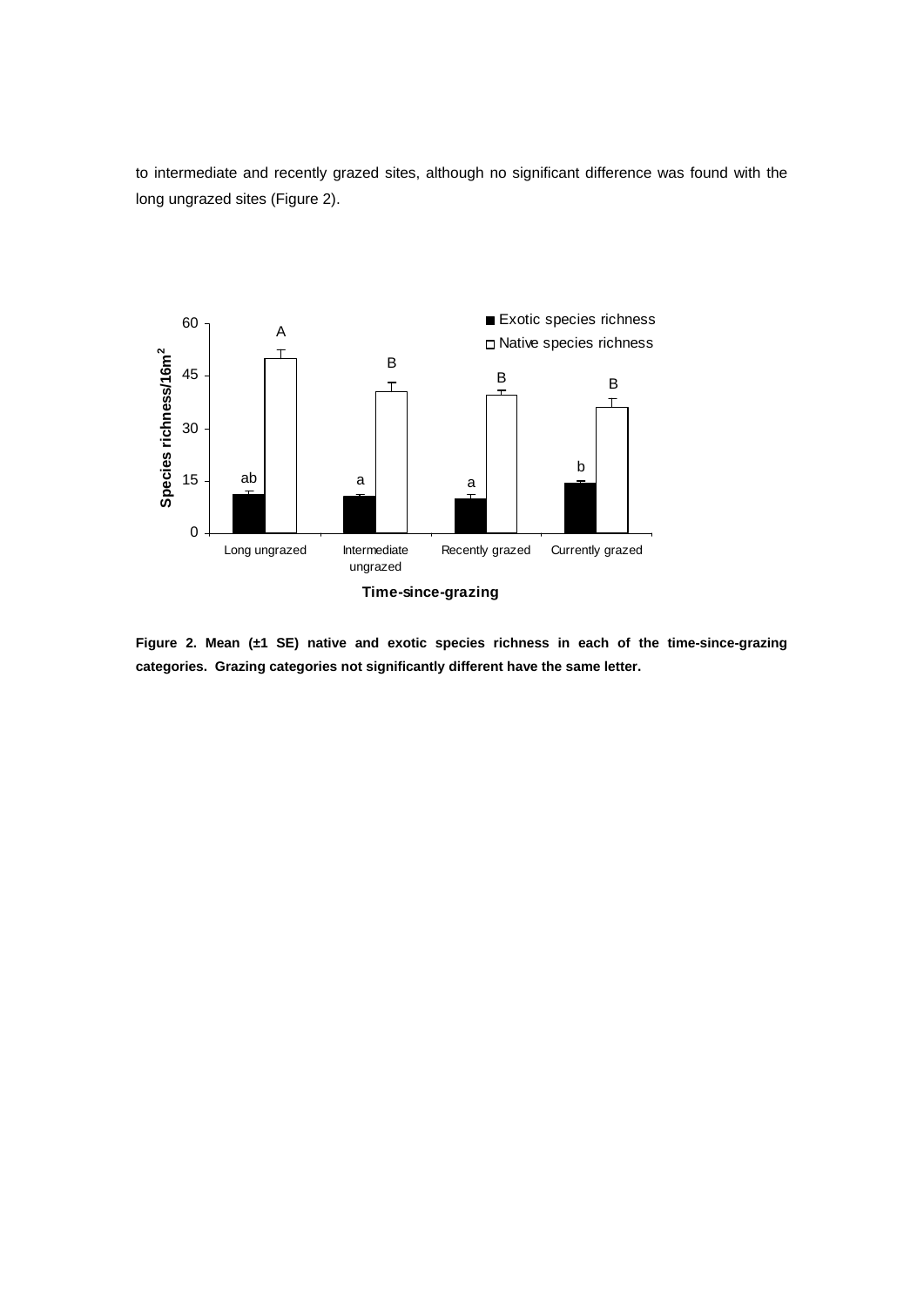to intermediate and recently grazed sites, although no significant difference was found with the long ungrazed sites (Figure 2).

**Figure 2. Mean (±1 SE) native and exotic species richness in each of the time-since-grazing categories. Grazing categories not significantly different have the same letter.**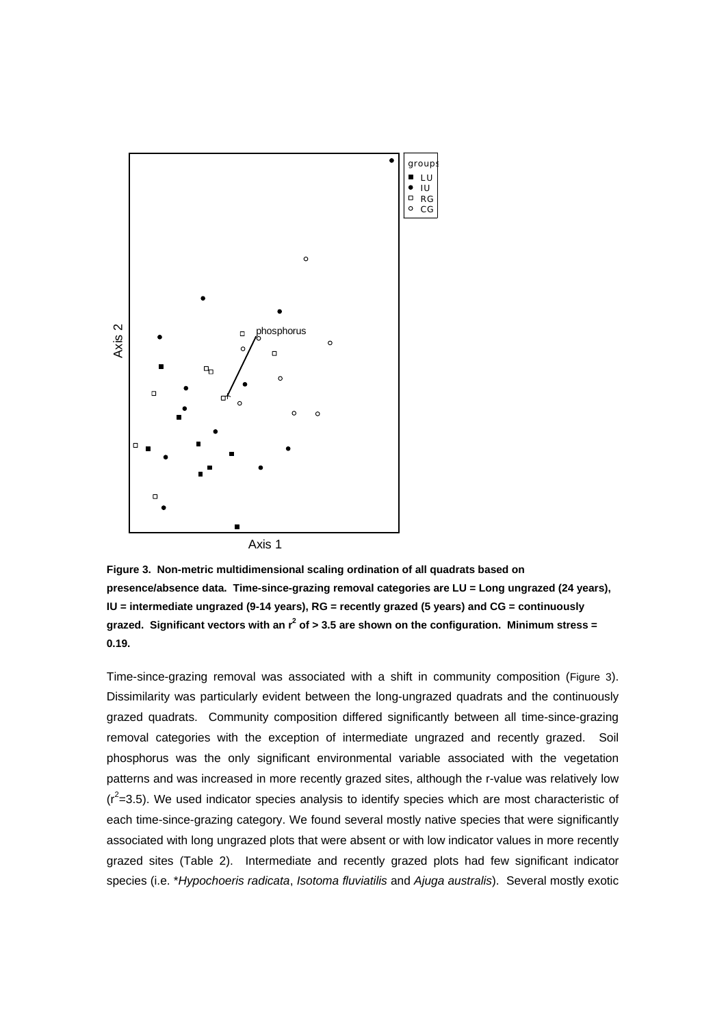**Figure 3. Non-metric multidimensional scaling ordination of all quadrats based on presence/absence data. Time-since-grazing removal categories are LU = Long ungrazed (24 years), IU = intermediate ungrazed (9-14 years), RG = recently grazed (5 years) and CG = continuously grazed. Significant vectors with an $r^2$ of > 3.5 are shown on the configuration. Minimum stress = 0.19.**

Time-since-grazing removal was associated with a shift in community composition (Figure 3). Dissimilarity was particularly evident between the long-ungrazed quadrats and the continuously grazed quadrats. Community composition differed significantly between all time-since-grazing removal categories with the exception of intermediate ungrazed and recently grazed. Soil phosphorus was the only significant environmental variable associated with the vegetation patterns and was increased in more recently grazed sites, although the r-value was relatively low ($r^2$=3.5). We used indicator species analysis to identify species which are most characteristic of each time-since-grazing category. We found several mostly native species that were significantly associated with long ungrazed plots that were absent or with low indicator values in more recently grazed sites (Table 2). Intermediate and recently grazed plots had few significant indicator species (i.e. **Hypochoeris radicata*, *Isotoma fluviatilis* and *Ajuga australis*). Several mostly exotic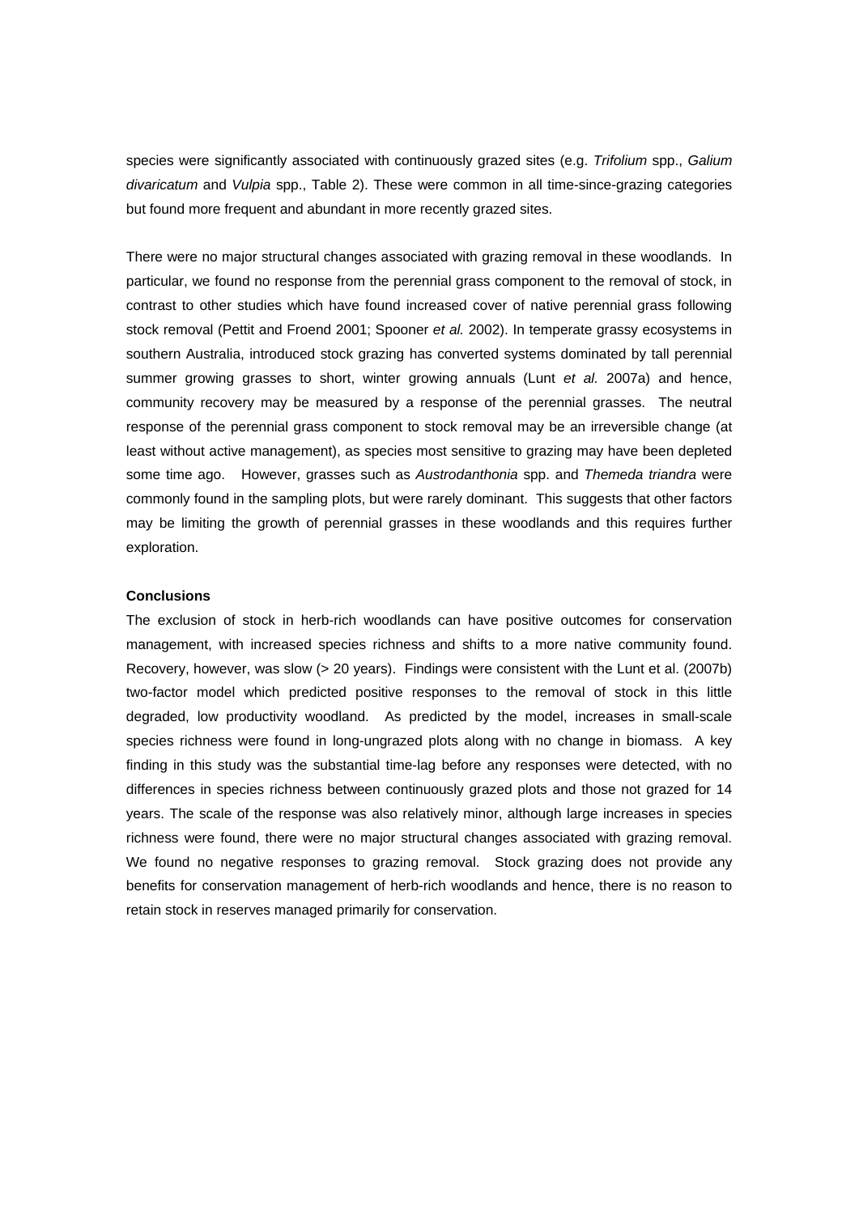species were significantly associated with continuously grazed sites (e.g. *Trifolium* spp., *Galium divaricatum* and *Vulpia* spp., Table 2). These were common in all time-since-grazing categories but found more frequent and abundant in more recently grazed sites.

There were no major structural changes associated with grazing removal in these woodlands. In particular, we found no response from the perennial grass component to the removal of stock, in contrast to other studies which have found increased cover of native perennial grass following stock removal (Pettit and Froend 2001; Spooner *et al.* 2002). In temperate grassy ecosystems in southern Australia, introduced stock grazing has converted systems dominated by tall perennial summer growing grasses to short, winter growing annuals (Lunt *et al.* 2007a) and hence, community recovery may be measured by a response of the perennial grasses. The neutral response of the perennial grass component to stock removal may be an irreversible change (at least without active management), as species most sensitive to grazing may have been depleted some time ago. However, grasses such as *Austrodanthonia* spp. and *Themeda triandra* were commonly found in the sampling plots, but were rarely dominant. This suggests that other factors may be limiting the growth of perennial grasses in these woodlands and this requires further exploration.

**Conclusions**

The exclusion of stock in herb-rich woodlands can have positive outcomes for conservation management, with increased species richness and shifts to a more native community found. Recovery, however, was slow (> 20 years). Findings were consistent with the Lunt et al. (2007b) two-factor model which predicted positive responses to the removal of stock in this little degraded, low productivity woodland. As predicted by the model, increases in small-scale species richness were found in long-ungrazed plots along with no change in biomass. A key finding in this study was the substantial time-lag before any responses were detected, with no differences in species richness between continuously grazed plots and those not grazed for 14 years. The scale of the response was also relatively minor, although large increases in species richness were found, there were no major structural changes associated with grazing removal. We found no negative responses to grazing removal. Stock grazing does not provide any benefits for conservation management of herb-rich woodlands and hence, there is no reason to retain stock in reserves managed primarily for conservation.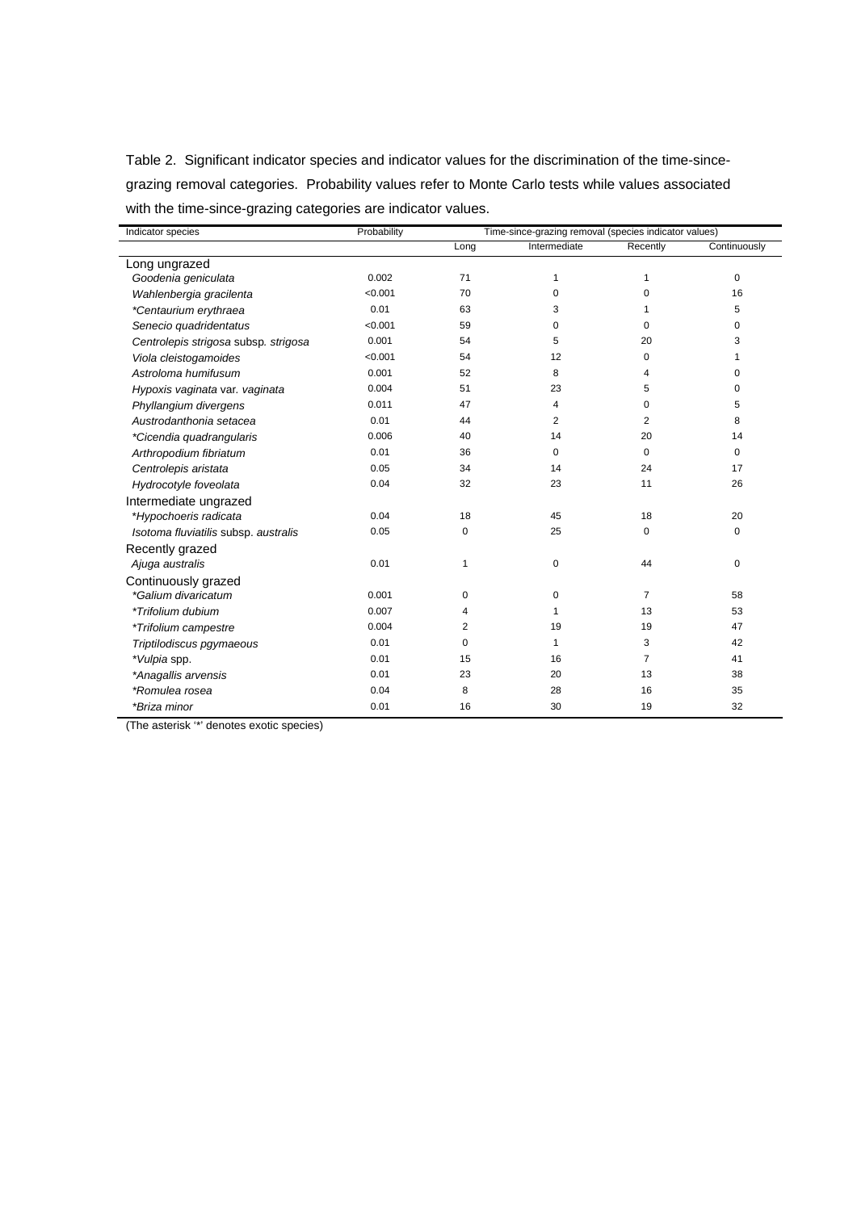Table 2. Significant indicator species and indicator values for the discrimination of the time-since-grazing removal categories. Probability values refer to Monte Carlo tests while values associated with the time-since-grazing categories are indicator values.

| Indicator species | Probability | Time-since-grazing removal (species indicator values) | | | |
|---|---|---|---|---|---|
| | | Long | Intermediate | Recently | Continuously |
| Long ungrazed | | | | | |
| *Goodenia geniculata* | 0.002 | 71 | 1 | 1 | 0 |
| *Wahlenbergia gracilenta* | <0.001 | 70 | 0 | 0 | 16 |
| **Centaurium erythraea* | 0.01 | 63 | 3 | 1 | 5 |
| *Senecio quadridentatus* | <0.001 | 59 | 0 | 0 | 0 |
| *Centrolepis strigosa* subsp. *strigosa* | 0.001 | 54 | 5 | 20 | 3 |
| *Viola cleistogamoides* | <0.001 | 54 | 12 | 0 | 1 |
| *Astroloma humifusum* | 0.001 | 52 | 8 | 4 | 0 |
| *Hypoxis vaginata* var. *vaginata* | 0.004 | 51 | 23 | 5 | 0 |
| *Phyllangium divergens* | 0.011 | 47 | 4 | 0 | 5 |
| *Austrodanthonia setacea* | 0.01 | 44 | 2 | 2 | 8 |
| **Cicendia quadrangularis* | 0.006 | 40 | 14 | 20 | 14 |
| *Arthropodium fibriatum* | 0.01 | 36 | 0 | 0 | 0 |
| *Centrolepis aristata* | 0.05 | 34 | 14 | 24 | 17 |
| *Hydrocotyle foveolata* | 0.04 | 32 | 23 | 11 | 26 |
| Intermediate ungrazed | | | | | |
| **Hypochoeris radicata* | 0.04 | 18 | 45 | 18 | 20 |
| *Isotoma fluviatilis* subsp. *australis* | 0.05 | 0 | 25 | 0 | 0 |
| Recently grazed | | | | | |
| *Ajuga australis* | 0.01 | 1 | 0 | 44 | 0 |
| Continuously grazed | | | | | |
| **Galium divaricatum* | 0.001 | 0 | 0 | 7 | 58 |
| **Trifolium dubium* | 0.007 | 4 | 1 | 13 | 53 |
| **Trifolium campestre* | 0.004 | 2 | 19 | 19 | 47 |
| *Triptilodiscus pgymaeous* | 0.01 | 0 | 1 | 3 | 42 |
| **Vulpia* spp. | 0.01 | 15 | 16 | 7 | 41 |
| **Anagallis arvensis* | 0.01 | 23 | 20 | 13 | 38 |
| **Romulea rosea* | 0.04 | 8 | 28 | 16 | 35 |
| **Briza minor* | 0.01 | 16 | 30 | 19 | 32 |

(The asterisk '*' denotes exotic species)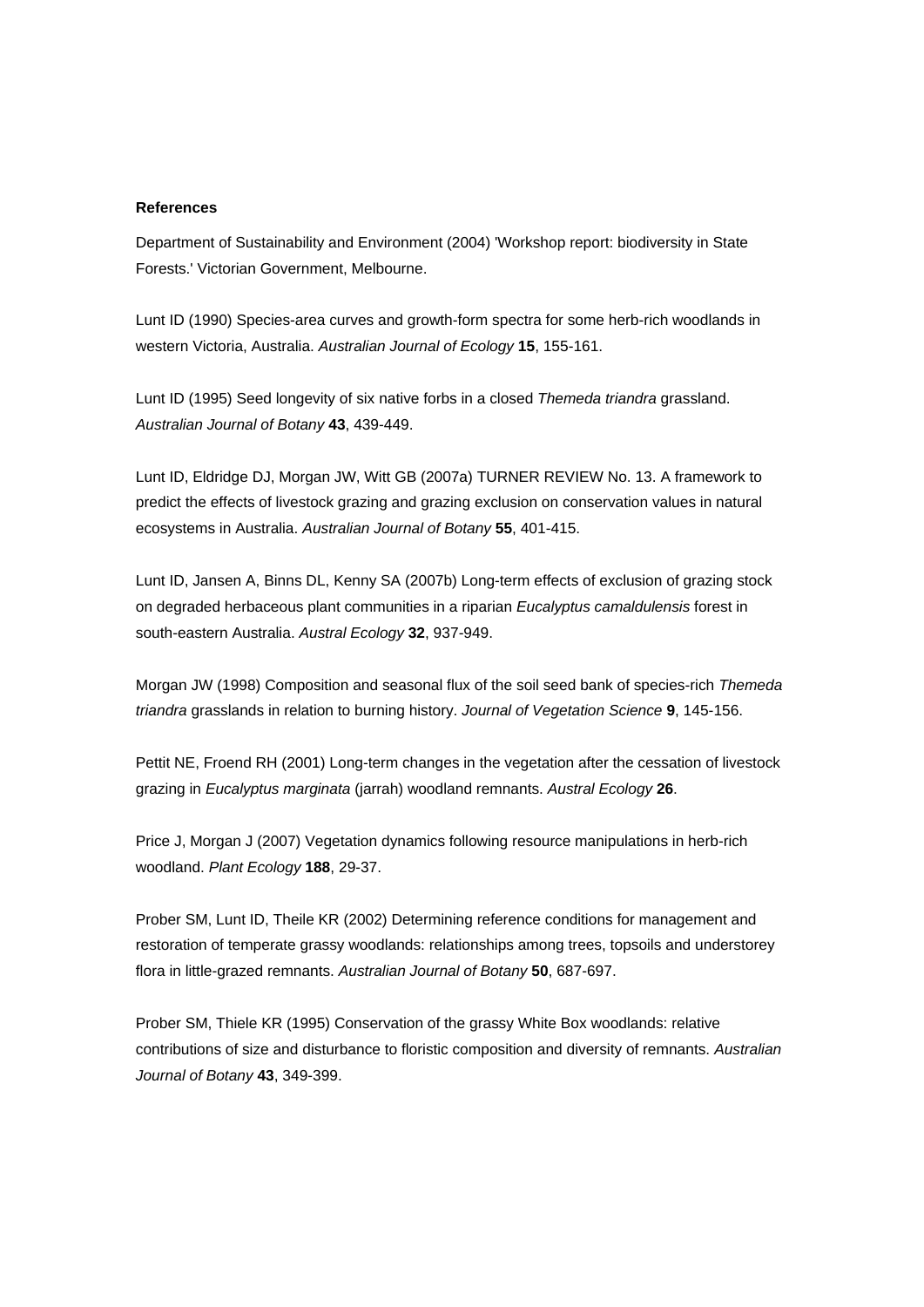**References**

Department of Sustainability and Environment (2004) 'Workshop report: biodiversity in State Forests.' Victorian Government, Melbourne.

Lunt ID (1990) Species-area curves and growth-form spectra for some herb-rich woodlands in western Victoria, Australia. *Australian Journal of Ecology* **15**, 155-161.

Lunt ID (1995) Seed longevity of six native forbs in a closed *Themeda triandra* grassland. *Australian Journal of Botany* **43**, 439-449.

Lunt ID, Eldridge DJ, Morgan JW, Witt GB (2007a) TURNER REVIEW No. 13. A framework to predict the effects of livestock grazing and grazing exclusion on conservation values in natural ecosystems in Australia. *Australian Journal of Botany* **55**, 401-415.

Lunt ID, Jansen A, Binns DL, Kenny SA (2007b) Long-term effects of exclusion of grazing stock on degraded herbaceous plant communities in a riparian *Eucalyptus camaldulensis* forest in south-eastern Australia. *Austral Ecology* **32**, 937-949.

Morgan JW (1998) Composition and seasonal flux of the soil seed bank of species-rich *Themeda triandra* grasslands in relation to burning history. *Journal of Vegetation Science* **9**, 145-156.

Pettit NE, Froend RH (2001) Long-term changes in the vegetation after the cessation of livestock grazing in *Eucalyptus marginata* (jarrah) woodland remnants. *Austral Ecology* **26**.

Price J, Morgan J (2007) Vegetation dynamics following resource manipulations in herb-rich woodland. *Plant Ecology* **188**, 29-37.

Prober SM, Lunt ID, Theile KR (2002) Determining reference conditions for management and restoration of temperate grassy woodlands: relationships among trees, topsoils and understorey flora in little-grazed remnants. *Australian Journal of Botany* **50**, 687-697.

Prober SM, Thiele KR (1995) Conservation of the grassy White Box woodlands: relative contributions of size and disturbance to floristic composition and diversity of remnants. *Australian Journal of Botany* **43**, 349-399.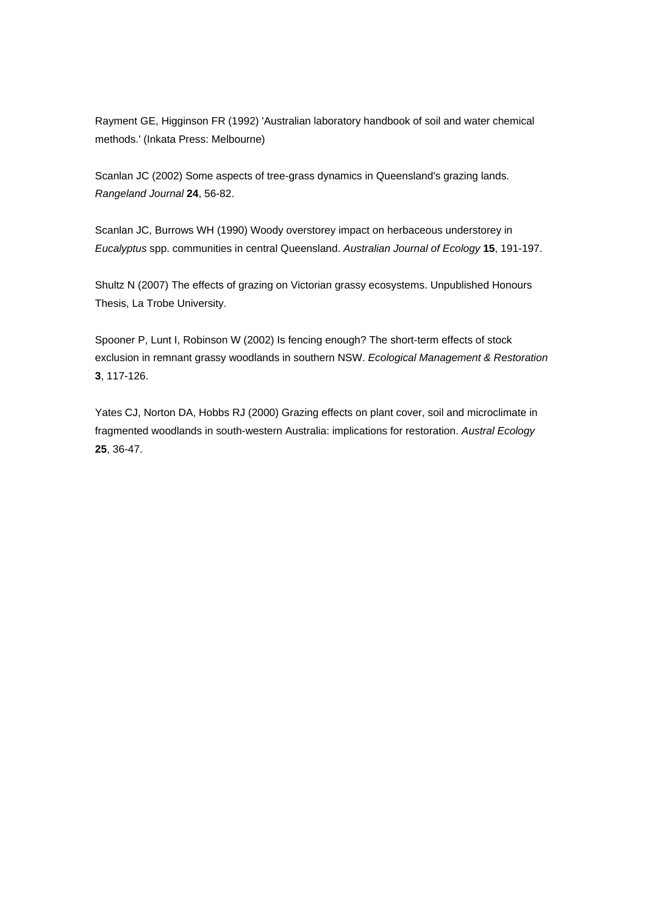Rayment GE, Higginson FR (1992) 'Australian laboratory handbook of soil and water chemical methods.' (Inkata Press: Melbourne)

Scanlan JC (2002) Some aspects of tree-grass dynamics in Queensland's grazing lands. *Rangeland Journal* **24**, 56-82.

Scanlan JC, Burrows WH (1990) Woody overstorey impact on herbaceous understorey in *Eucalyptus* spp. communities in central Queensland. *Australian Journal of Ecology* **15**, 191-197.

Shultz N (2007) The effects of grazing on Victorian grassy ecosystems. Unpublished Honours Thesis, La Trobe University.

Spooner P, Lunt I, Robinson W (2002) Is fencing enough? The short-term effects of stock exclusion in remnant grassy woodlands in southern NSW. *Ecological Management & Restoration* **3**, 117-126.

Yates CJ, Norton DA, Hobbs RJ (2000) Grazing effects on plant cover, soil and microclimate in fragmented woodlands in south-western Australia: implications for restoration. *Austral Ecology* **25**, 36-47.